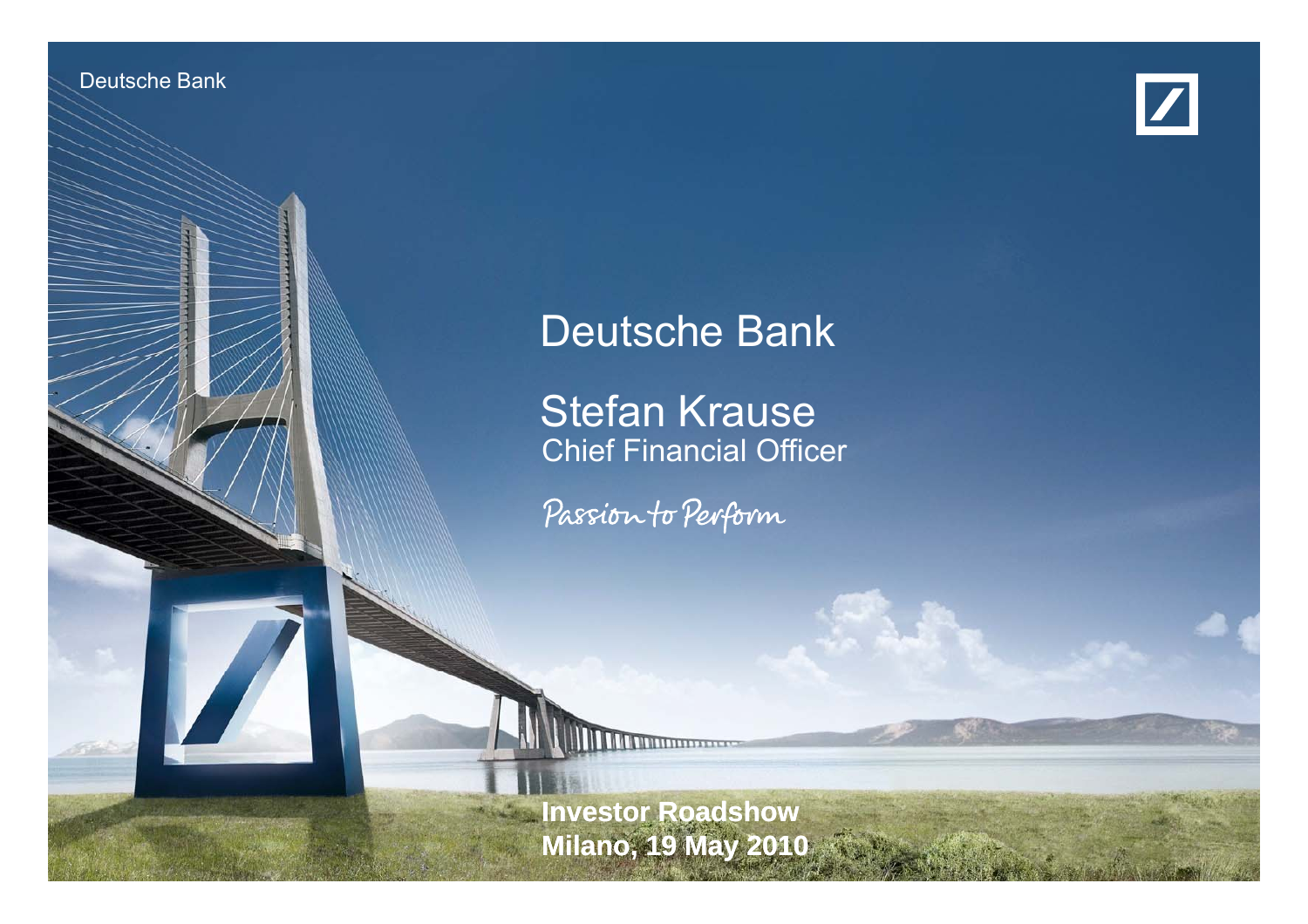Deutsche Bank

# Deutsche Bank

## Stefan Krause
Chief Financial Officer

*Passion to Perform*

**Investor Roadshow**
**Milano, 19 May 2010**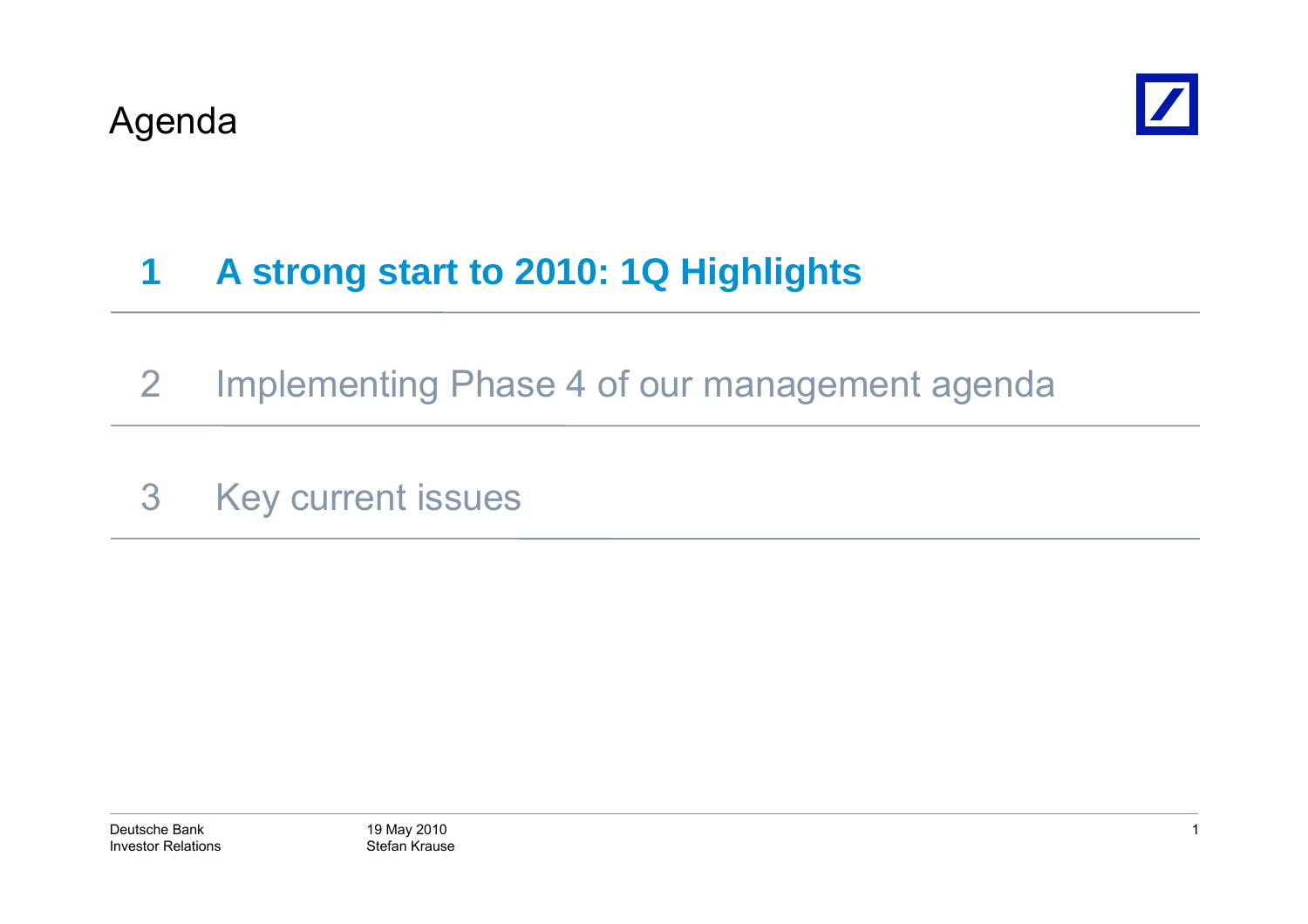# Agenda

1. **A strong start to 2010: 1Q Highlights**
2. Implementing Phase 4 of our management agenda
3. Key current issues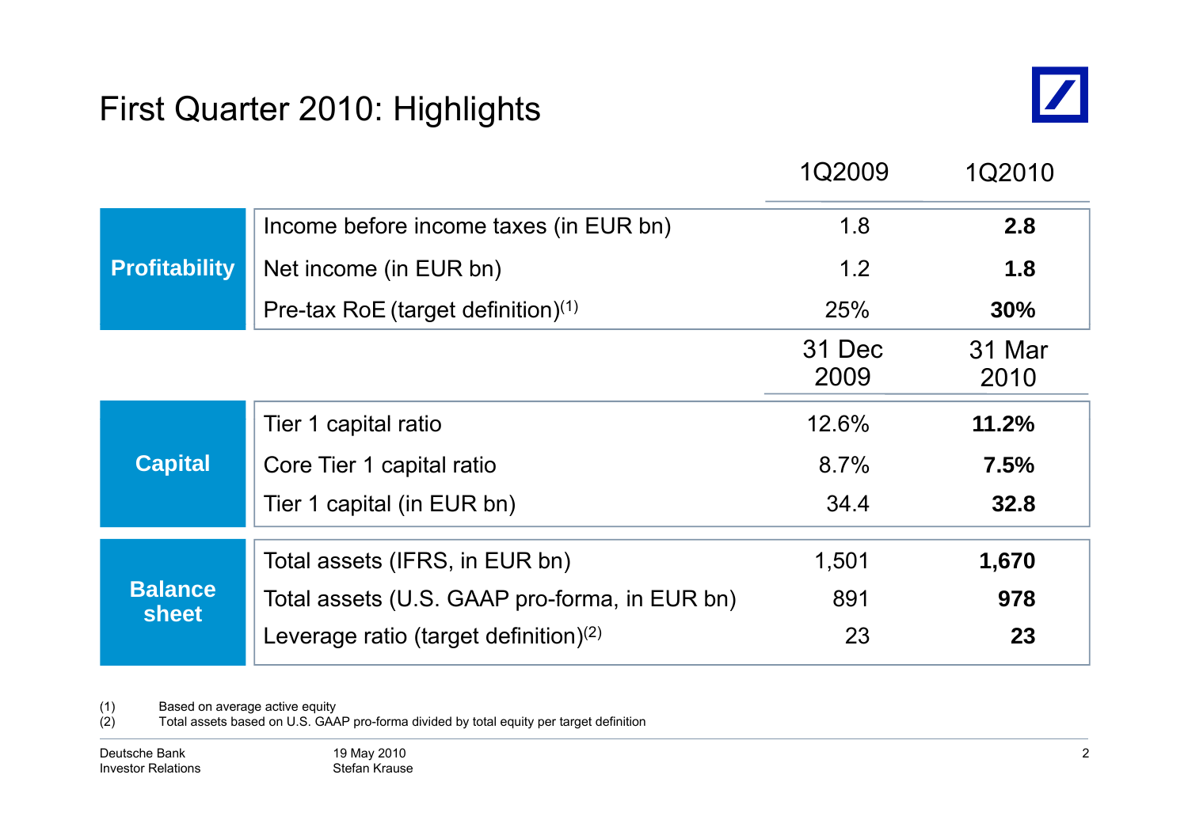# First Quarter 2010: Highlights

| | | 1Q2009 | 1Q2010 |
|---|---|---|---|
| **Profitability** | Income before income taxes (in EUR bn) | 1.8 | **2.8** |
| | Net income (in EUR bn) | 1.2 | **1.8** |
| | Pre-tax RoE (target definition)(1) | 25% | **30%** |
| | | **31 Dec 2009** | **31 Mar 2010** |
| **Capital** | Tier 1 capital ratio | 12.6% | **11.2%** |
| | Core Tier 1 capital ratio | 8.7% | **7.5%** |
| | Tier 1 capital (in EUR bn) | 34.4 | **32.8** |
| **Balance sheet** | Total assets (IFRS, in EUR bn) | 1,501 | **1,670** |
| | Total assets (U.S. GAAP pro-forma, in EUR bn) | 891 | **978** |
| | Leverage ratio (target definition)(2) | 23 | **23** |

(1) Based on average active equity
(2) Total assets based on U.S. GAAP pro-forma divided by total equity per target definition

Deutsche Bank Investor Relations
19 May 2010 Stefan Krause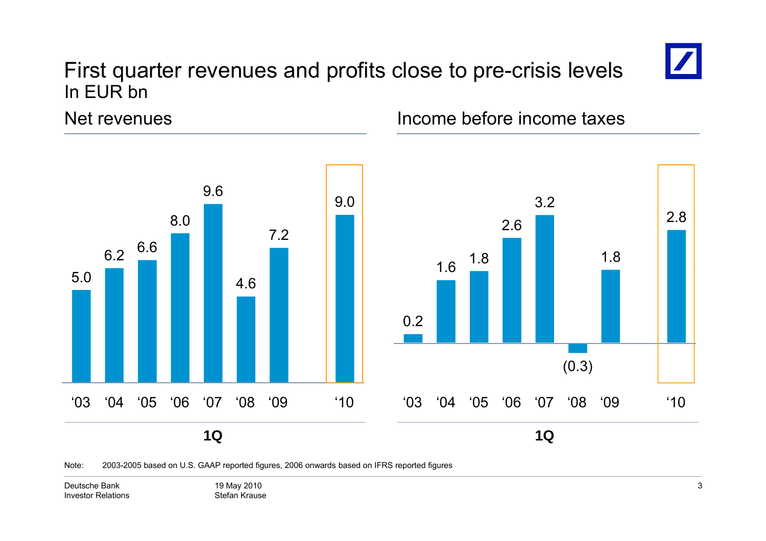# First quarter revenues and profits close to pre-crisis levels

In EUR bn

## Net revenues

| 1Q | '03 | '04 | '05 | '06 | '07 | '08 | '09 | '10 |
|---|---|---|---|---|---|---|---|---|
| Net revenues | 5.0 | 6.2 | 6.6 | 8.0 | 9.6 | 4.6 | 7.2 | 9.0 |

## Income before income taxes

| 1Q | '03 | '04 | '05 | '06 | '07 | '08 | '09 | '10 |
|---|---|---|---|---|---|---|---|---|
| Income before income taxes | 0.2 | 1.6 | 1.8 | 2.6 | 3.2 | (0.3) | 1.8 | 2.8 |

Note: 2003-2005 based on U.S. GAAP reported figures, 2006 onwards based on IFRS reported figures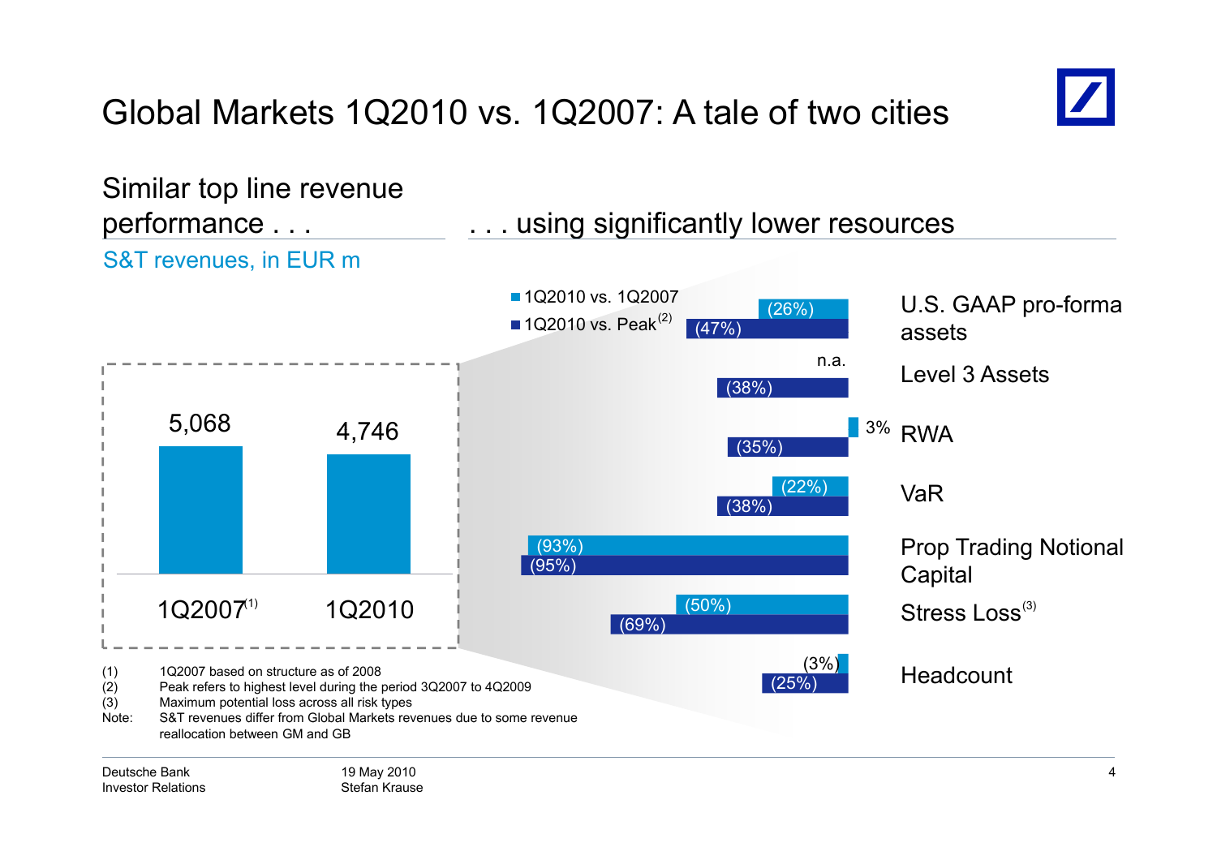# Global Markets 1Q2010 vs. 1Q2007: A tale of two cities

## Similar top line revenue performance . . .

S&T revenues, in EUR m

| | 1Q2007[1] | 1Q2010 |
|---|---|---|
| S&T revenues | 5,068 | 4,746 |

## . . . using significantly lower resources

| | 1Q2010 vs. 1Q2007 | 1Q2010 vs. Peak[2] |
|---|---|---|
| U.S. GAAP pro-forma assets | (26%) | (47%) |
| Level 3 Assets | n.a. | (38%) |
| RWA | 3% | (35%) |
| VaR | (22%) | (38%) |
| Prop Trading Notional Capital | (93%) | (95%) |
| Stress Loss[3] | (50%) | (69%) |
| Headcount | (3%) | (25%) |

(1) 1Q2007 based on structure as of 2008
(2) Peak refers to highest level during the period 3Q2007 to 4Q2009
(3) Maximum potential loss across all risk types
Note: S&T revenues differ from Global Markets revenues due to some revenue reallocation between GM and GB

Deutsche Bank
Investor Relations

19 May 2010
Stefan Krause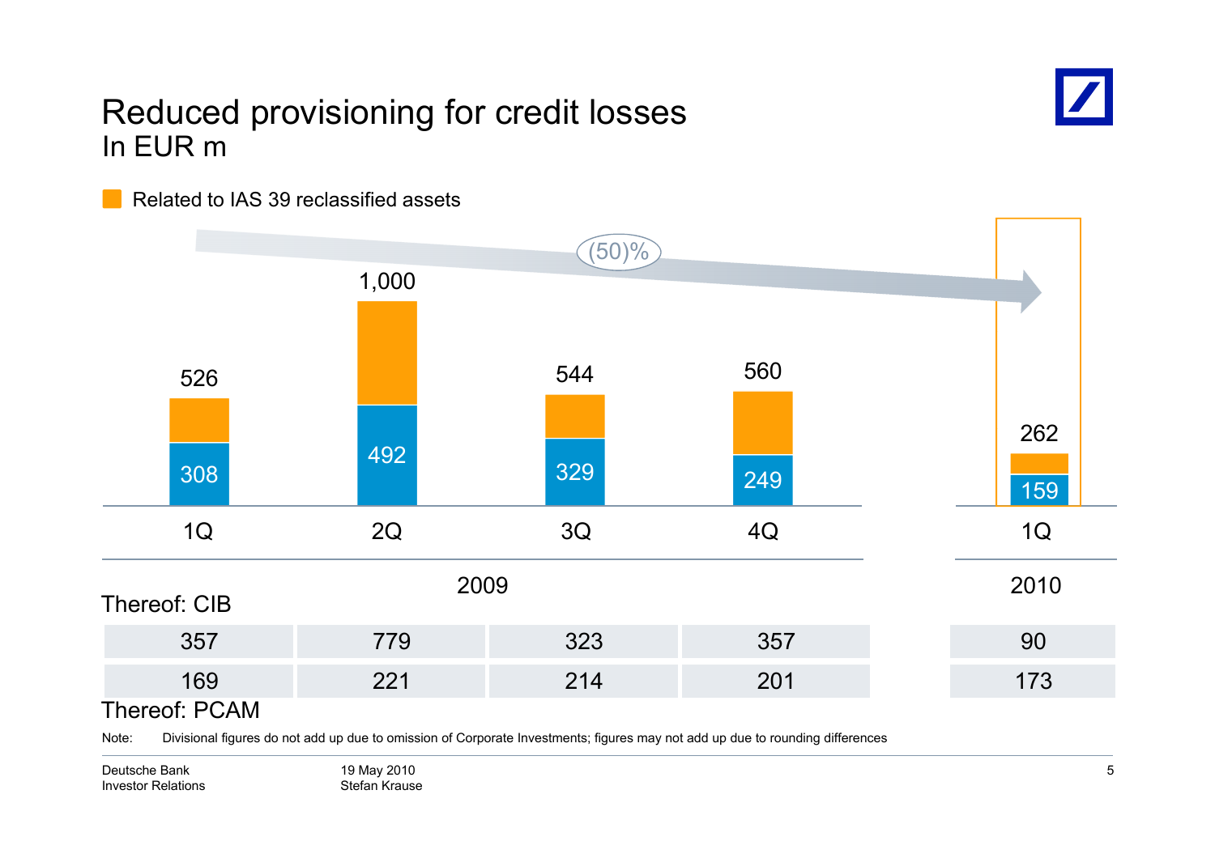# Reduced provisioning for credit losses

In EUR m

Related to IAS 39 reclassified assets

(50)%

| | 1Q 2009 | 2Q 2009 | 3Q 2009 | 4Q 2009 | 1Q 2010 |
|---|---|---|---|---|---|
| Total | 526 | 1,000 | 544 | 560 | 262 |
| Excluding IAS 39 reclassified assets | 308 | 492 | 329 | 249 | 159 |
| Thereof: CIB | 357 | 779 | 323 | 357 | 90 |
| Thereof: PCAM | 169 | 221 | 214 | 201 | 173 |

Note: Divisional figures do not add up due to omission of Corporate Investments; figures may not add up due to rounding differences

Deutsche Bank
Investor Relations

19 May 2010
Stefan Krause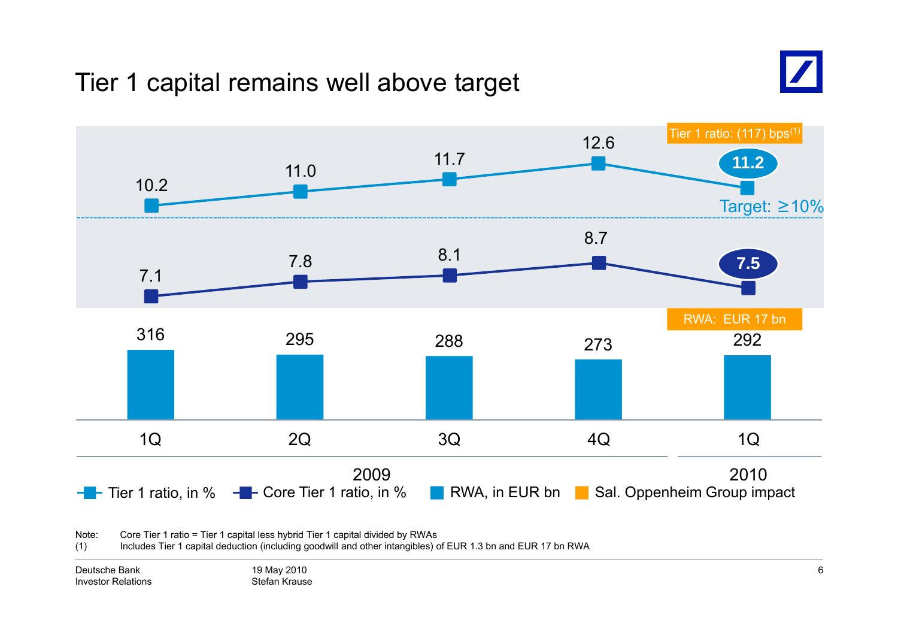# Tier 1 capital remains well above target

| | 1Q 2009 | 2Q 2009 | 3Q 2009 | 4Q 2009 | 1Q 2010 |
|---|---|---|---|---|---|
| Tier 1 ratio, in % | 10.2 | 11.0 | 11.7 | 12.6 | 11.2 |
| Core Tier 1 ratio, in % | 7.1 | 7.8 | 8.1 | 8.7 | 7.5 |
| RWA, in EUR bn | 316 | 295 | 288 | 273 | 292 |

Target: ≥10%

Sal. Oppenheim Group impact: Tier 1 ratio: (117) bps[1]; RWA: EUR 17 bn

Note: Core Tier 1 ratio = Tier 1 capital less hybrid Tier 1 capital divided by RWAs

(1) Includes Tier 1 capital deduction (including goodwill and other intangibles) of EUR 1.3 bn and EUR 17 bn RWA

Deutsche Bank
Investor Relations

19 May 2010
Stefan Krause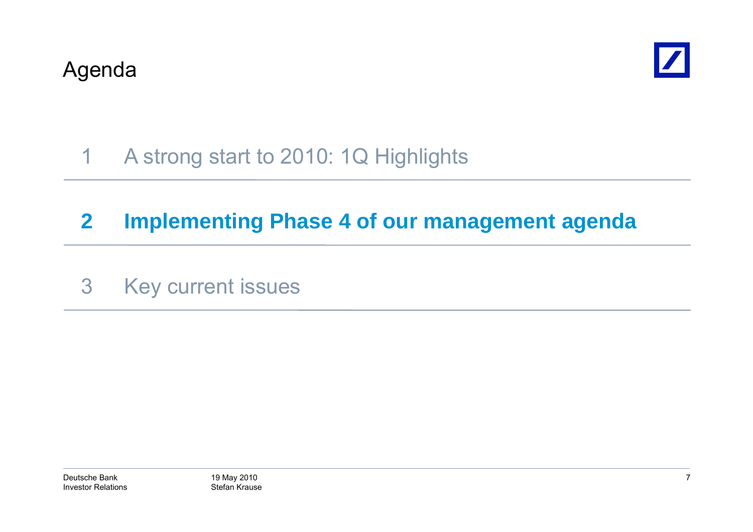# Agenda

1 A strong start to 2010: 1Q Highlights

**2 Implementing Phase 4 of our management agenda**

3 Key current issues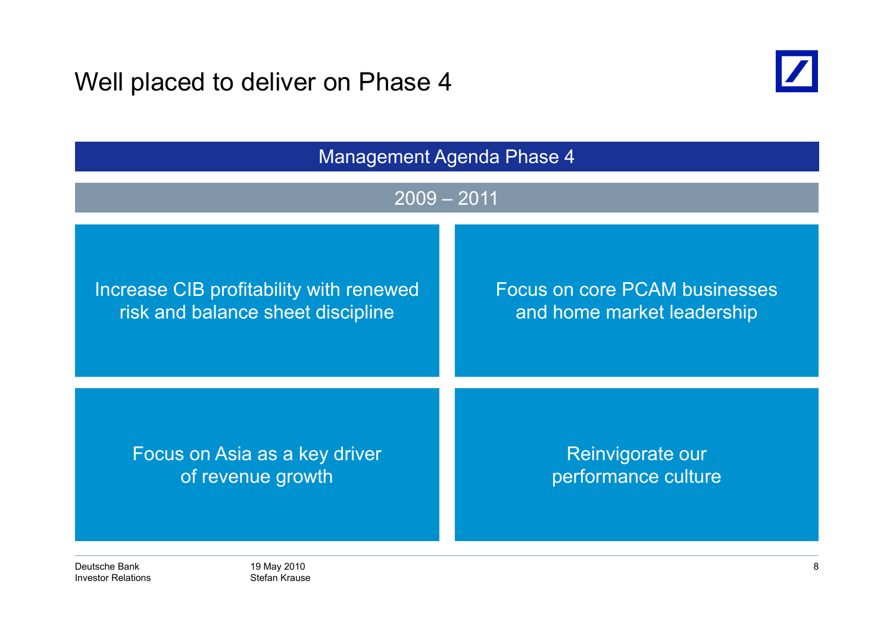# Well placed to deliver on Phase 4

## Management Agenda Phase 4

### 2009 – 2011

- Increase CIB profitability with renewed risk and balance sheet discipline
- Focus on core PCAM businesses and home market leadership
- Focus on Asia as a key driver of revenue growth
- Reinvigorate our performance culture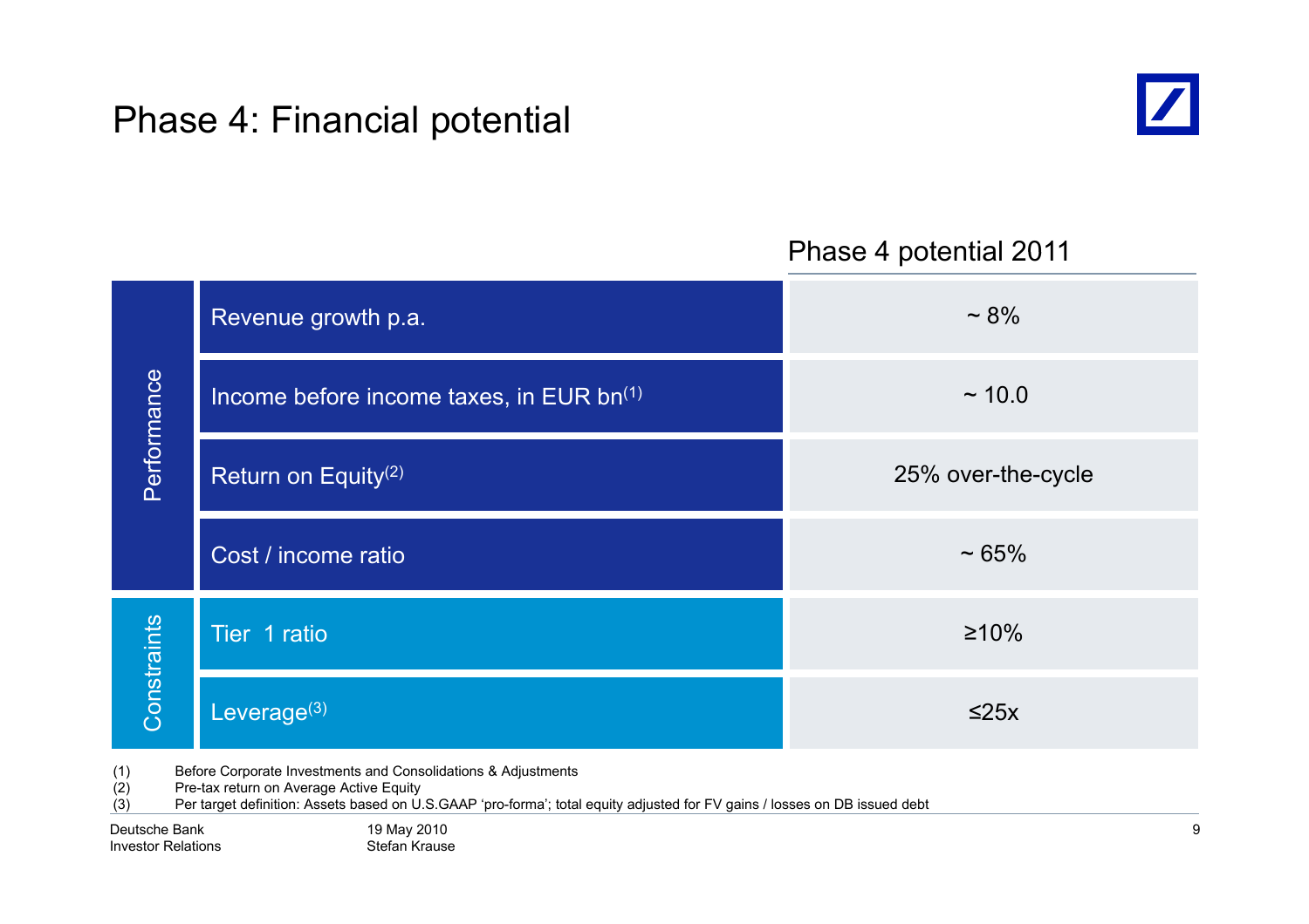# Phase 4: Financial potential

| | | Phase 4 potential 2011 |
|---|---|---|
| Performance | Revenue growth p.a. | ~ 8% |
| | Income before income taxes, in EUR bn[1] | ~ 10.0 |
| | Return on Equity[2] | 25% over-the-cycle |
| | Cost / income ratio | ~ 65% |
| Constraints | Tier 1 ratio | ≥10% |
| | Leverage[3] | ≤25x |

(1) Before Corporate Investments and Consolidations & Adjustments
(2) Pre-tax return on Average Active Equity
(3) Per target definition: Assets based on U.S.GAAP 'pro-forma'; total equity adjusted for FV gains / losses on DB issued debt

Deutsche Bank
Investor Relations

19 May 2010
Stefan Krause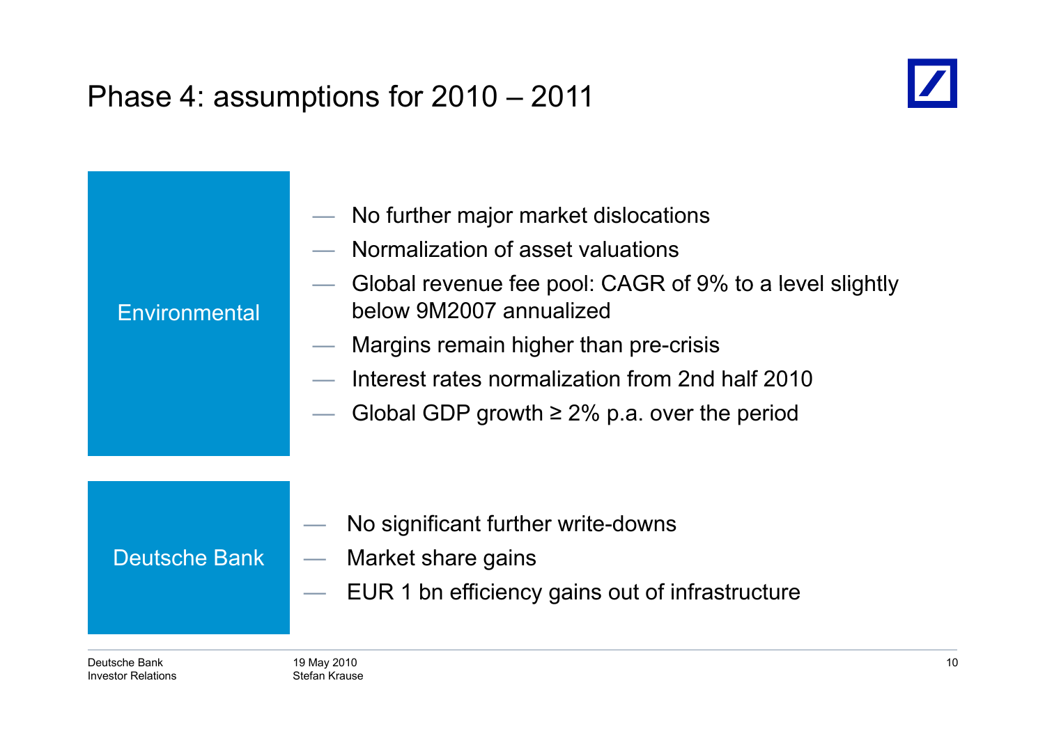# Phase 4: assumptions for 2010 – 2011

**Environmental**

- No further major market dislocations
- Normalization of asset valuations
- Global revenue fee pool: CAGR of 9% to a level slightly below 9M2007 annualized
- Margins remain higher than pre-crisis
- Interest rates normalization from 2nd half 2010
- Global GDP growth ≥ 2% p.a. over the period

**Deutsche Bank**

- No significant further write-downs
- Market share gains
- EUR 1 bn efficiency gains out of infrastructure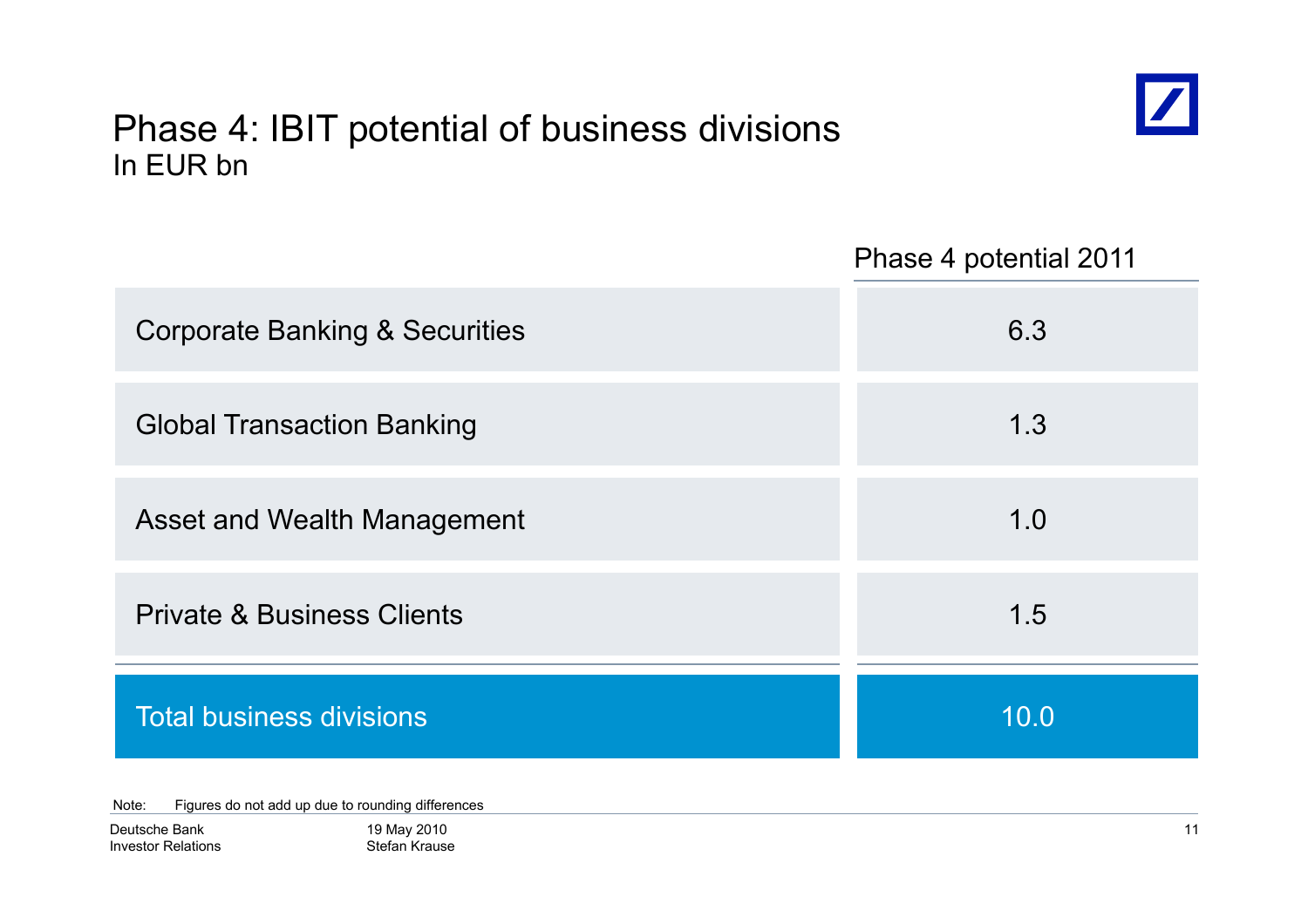# Phase 4: IBIT potential of business divisions

In EUR bn

| | Phase 4 potential 2011 |
|---|---|
| Corporate Banking & Securities | 6.3 |
| Global Transaction Banking | 1.3 |
| Asset and Wealth Management | 1.0 |
| Private & Business Clients | 1.5 |
| Total business divisions | 10.0 |

Note: Figures do not add up due to rounding differences

Deutsche Bank
Investor Relations

19 May 2010
Stefan Krause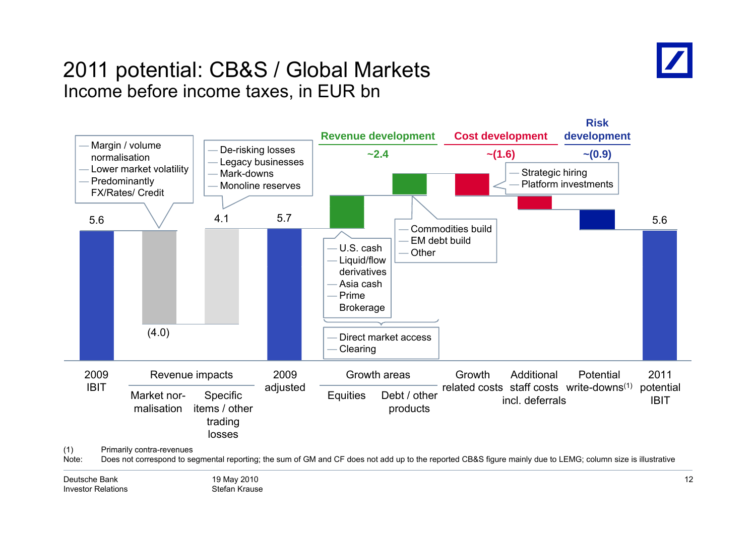# 2011 potential: CB&S / Global Markets

## Income before income taxes, in EUR bn

| | 2009 IBIT | Revenue impacts: Market normalisation | Revenue impacts: Specific items / other trading losses | 2009 adjusted | Growth areas: Equities | Growth areas: Debt / other products | Growth related costs | Additional staff costs incl. deferrals | Potential write-downs[1] | 2011 potential IBIT |
|---|---|---|---|---|---|---|---|---|---|---|
| Value | 5.6 | (4.0) | 4.1 | 5.7 | | | | | | 5.6 |

**Revenue development** ~2.4

**Cost development** ~(1.6)

**Risk development** ~(0.9)

Market normalisation:
- Margin / volume normalisation
- Lower market volatility
- Predominantly FX/Rates/ Credit

Specific items / other trading losses:
- De-risking losses
- Legacy businesses
- Mark-downs
- Monoline reserves

Equities:
- U.S. cash
- Liquid/flow derivatives
- Asia cash
- Prime Brokerage

Debt / other products:
- Commodities build
- EM debt build
- Other

Equities and Debt / other products:
- Direct market access
- Clearing

Growth related costs:
- Strategic hiring
- Platform investments

(1) Primarily contra-revenues

Note: Does not correspond to segmental reporting; the sum of GM and CF does not add up to the reported CB&S figure mainly due to LEMG; column size is illustrative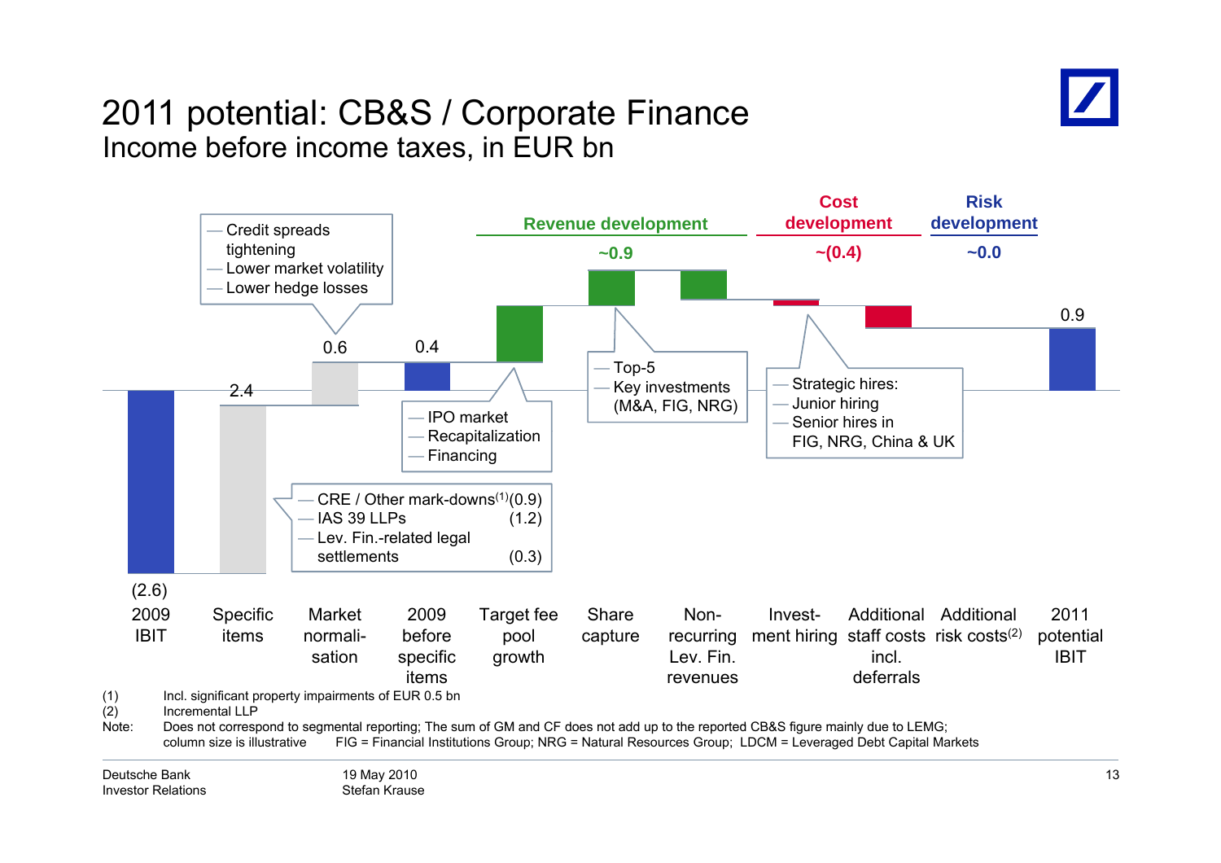# 2011 potential: CB&S / Corporate Finance

## Income before income taxes, in EUR bn

| | 2009 IBIT | Specific items | Market normalisation | 2009 before specific items | Target fee pool growth | Share capture | Non-recurring Lev. Fin. revenues | Investment hiring | Additional staff costs incl. deferrals | Additional risk costs[2] | 2011 potential IBIT |
|---|---|---|---|---|---|---|---|---|---|---|---|
| Value | (2.6) | 2.4 | 0.6 | 0.4 | | | | | | | 0.9 |

**Revenue development** ~0.9

**Cost development** ~(0.4)

**Risk development** ~0.0

Specific items:
- CRE / Other mark-downs[1] (0.9)
- IAS 39 LLPs (1.2)
- Lev. Fin.-related legal settlements (0.3)

Market normalisation:
- Credit spreads tightening
- Lower market volatility
- Lower hedge losses

Target fee pool growth:
- IPO market
- Recapitalization
- Financing

Share capture:
- Top-5
- Key investments (M&A, FIG, NRG)

Investment hiring:
- Strategic hires:
- Junior hiring
- Senior hires in FIG, NRG, China & UK

(1) Incl. significant property impairments of EUR 0.5 bn

(2) Incremental LLP

Note: Does not correspond to segmental reporting; The sum of GM and CF does not add up to the reported CB&S figure mainly due to LEMG; column size is illustrative FIG = Financial Institutions Group; NRG = Natural Resources Group; LDCM = Leveraged Debt Capital Markets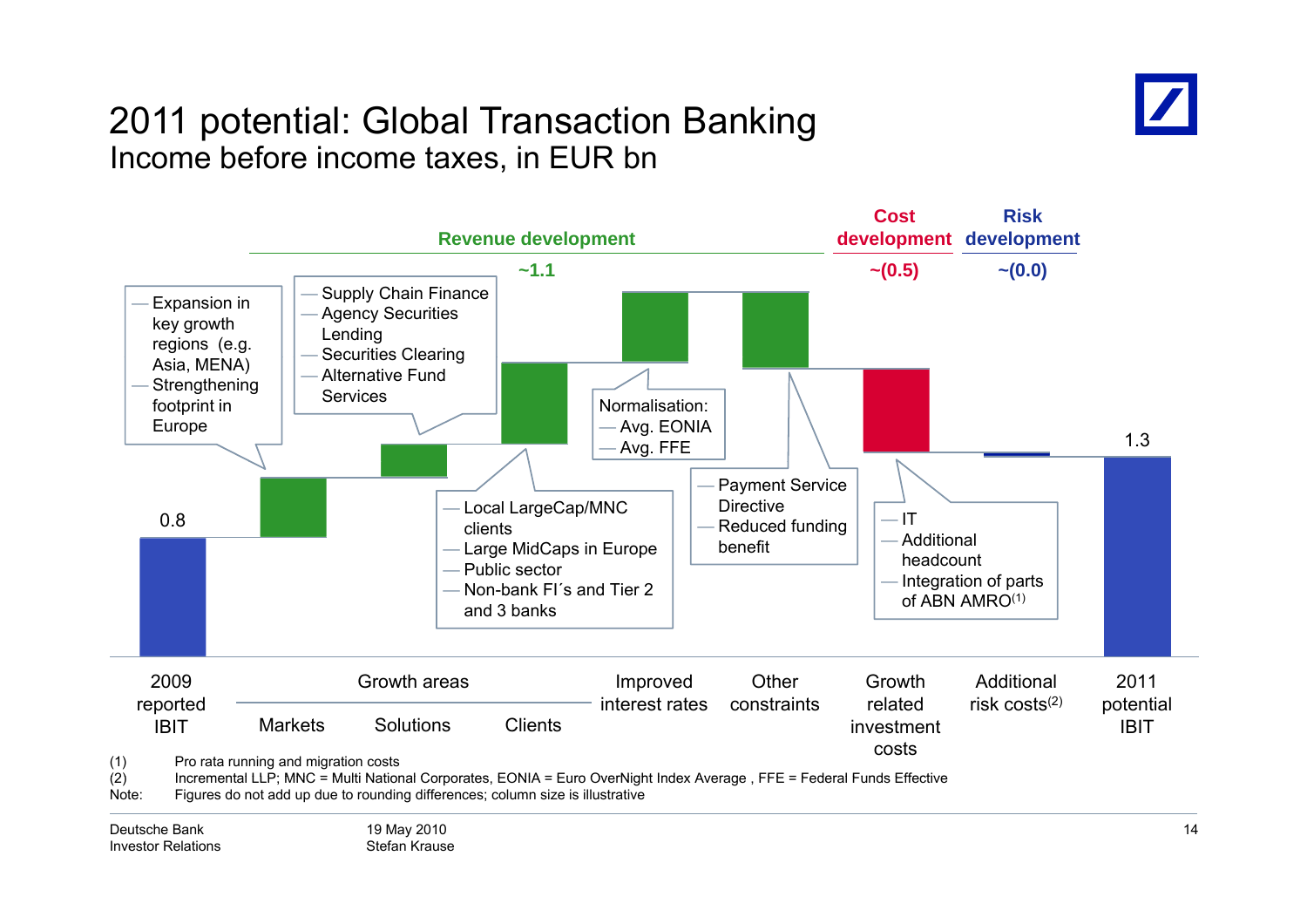# 2011 potential: Global Transaction Banking

## Income before income taxes, in EUR bn

**Revenue development** ~1.1

**Cost development** ~(0.5)

**Risk development** ~(0.0)

| Item | Value |
|---|---|
| 2009 reported IBIT | 0.8 |
| Growth areas – Markets | |
| Growth areas – Solutions | |
| Growth areas – Clients | |
| Improved interest rates | |
| Other constraints | |
| Growth related investment costs | |
| Additional risk costs(2) | |
| 2011 potential IBIT | 1.3 |

Markets:
- Expansion in key growth regions (e.g. Asia, MENA)
- Strengthening footprint in Europe

Solutions:
- Supply Chain Finance
- Agency Securities Lending
- Securities Clearing
- Alternative Fund Services

Clients:
- Local LargeCap/MNC clients
- Large MidCaps in Europe
- Public sector
- Non-bank FI´s and Tier 2 and 3 banks

Improved interest rates – Normalisation:
- Avg. EONIA
- Avg. FFE

Other constraints:
- Payment Service Directive
- Reduced funding benefit

Growth related investment costs:
- IT
- Additional headcount
- Integration of parts of ABN AMRO(1)

(1) Pro rata running and migration costs
(2) Incremental LLP; MNC = Multi National Corporates, EONIA = Euro OverNight Index Average , FFE = Federal Funds Effective
Note: Figures do not add up due to rounding differences; column size is illustrative

Deutsche Bank Investor Relations | 19 May 2010 Stefan Krause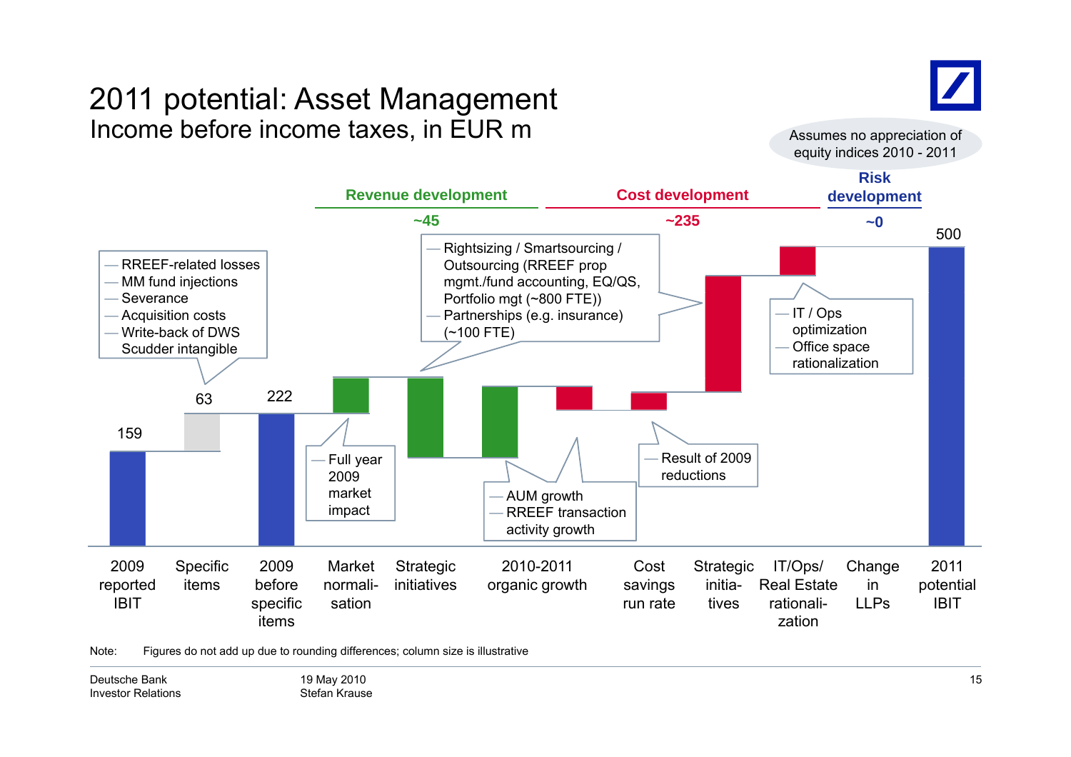# 2011 potential: Asset Management

## Income before income taxes, in EUR m

Assumes no appreciation of equity indices 2010 - 2011

| | Value |
|---|---|
| 2009 reported IBIT | 159 |
| Specific items | 63 |
| 2009 before specific items | 222 |
| **Revenue development** | **~45** |
| Market normalisation | |
| Strategic initiatives | |
| 2010-2011 organic growth | |
| **Cost development** | **~235** |
| Cost savings run rate | |
| Strategic initiatives | |
| IT/Ops/Real Estate rationalization | |
| **Risk development** | **~0** |
| Change in LLPs | |
| 2011 potential IBIT | 500 |

Specific items:
- RREEF-related losses
- MM fund injections
- Severance
- Acquisition costs
- Write-back of DWS Scudder intangible

Market normalisation:
- Full year 2009 market impact

Strategic initiatives (cost):
- Rightsizing / Smartsourcing / Outsourcing (RREEF prop mgmt./fund accounting, EQ/QS, Portfolio mgt (~800 FTE))
- Partnerships (e.g. insurance) (~100 FTE)

2010-2011 organic growth:
- AUM growth
- RREEF transaction activity growth

Cost savings run rate:
- Result of 2009 reductions

IT/Ops/Real Estate rationalization:
- IT / Ops optimization
- Office space rationalization

Note: Figures do not add up due to rounding differences; column size is illustrative

Deutsche Bank Investor Relations

19 May 2010 Stefan Krause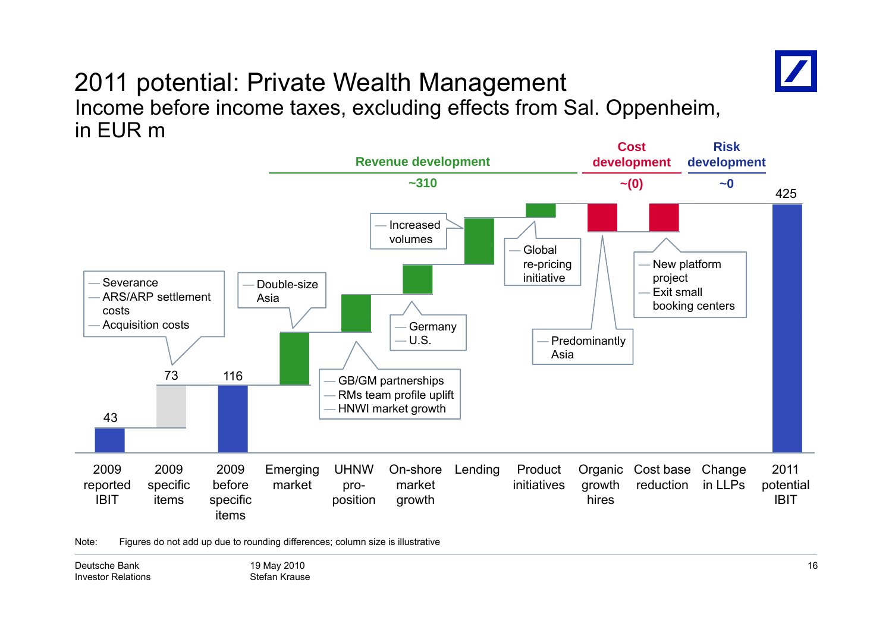# 2011 potential: Private Wealth Management

Income before income taxes, excluding effects from Sal. Oppenheim, in EUR m

| Category | Value | Comments |
|---|---|---|
| 2009 reported IBIT | 43 | |
| 2009 specific items | 73 | Severance; ARS/ARP settlement costs; Acquisition costs |
| 2009 before specific items | 116 | |
| **Revenue development** | **~310** | |
| Emerging market | | Double-size Asia |
| UHNW pro-position | | GB/GM partnerships; RMs team profile uplift; HNWI market growth |
| On-shore market growth | | Germany; U.S. |
| Lending | | Increased volumes |
| Product initiatives | | Global re-pricing initiative |
| **Cost development** | **~(0)** | |
| Organic growth hires | | Predominantly Asia |
| Cost base reduction | | New platform project; Exit small booking centers |
| **Risk development** | **~0** | |
| Change in LLPs | | |
| 2011 potential IBIT | 425 | |

Note: Figures do not add up due to rounding differences; column size is illustrative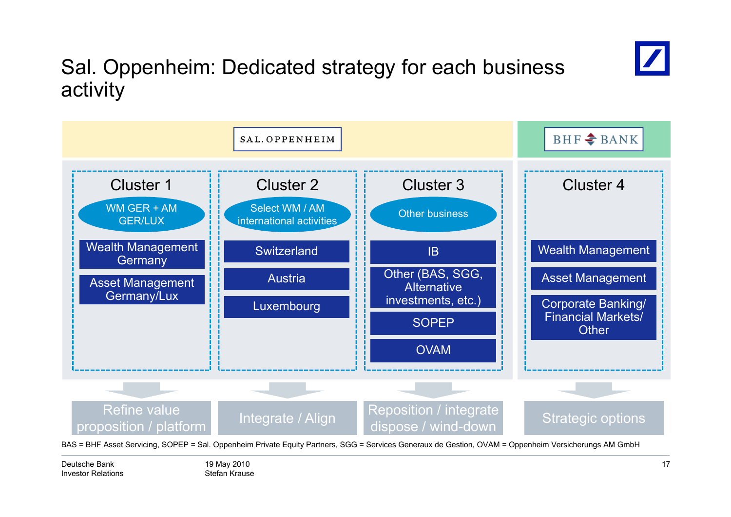# Sal. Oppenheim: Dedicated strategy for each business activity

**SAL. OPPENHEIM**

| Cluster 1 | Cluster 2 | Cluster 3 |
|---|---|---|
| WM GER + AM GER/LUX | Select WM / AM international activities | Other business |
| Wealth Management Germany | Switzerland | IB |
| Asset Management Germany/Lux | Austria | Other (BAS, SGG, Alternative investments, etc.) |
| | Luxembourg | SOPEP |
| | | OVAM |
| → Refine value proposition / platform | → Integrate / Align | → Reposition / integrate dispose / wind-down |

**BHF BANK**

| Cluster 4 |
|---|
| Wealth Management |
| Asset Management |
| Corporate Banking/ Financial Markets/ Other |
| → Strategic options |

BAS = BHF Asset Servicing, SOPEP = Sal. Oppenheim Private Equity Partners, SGG = Services Generaux de Gestion, OVAM = Oppenheim Versicherungs AM GmbH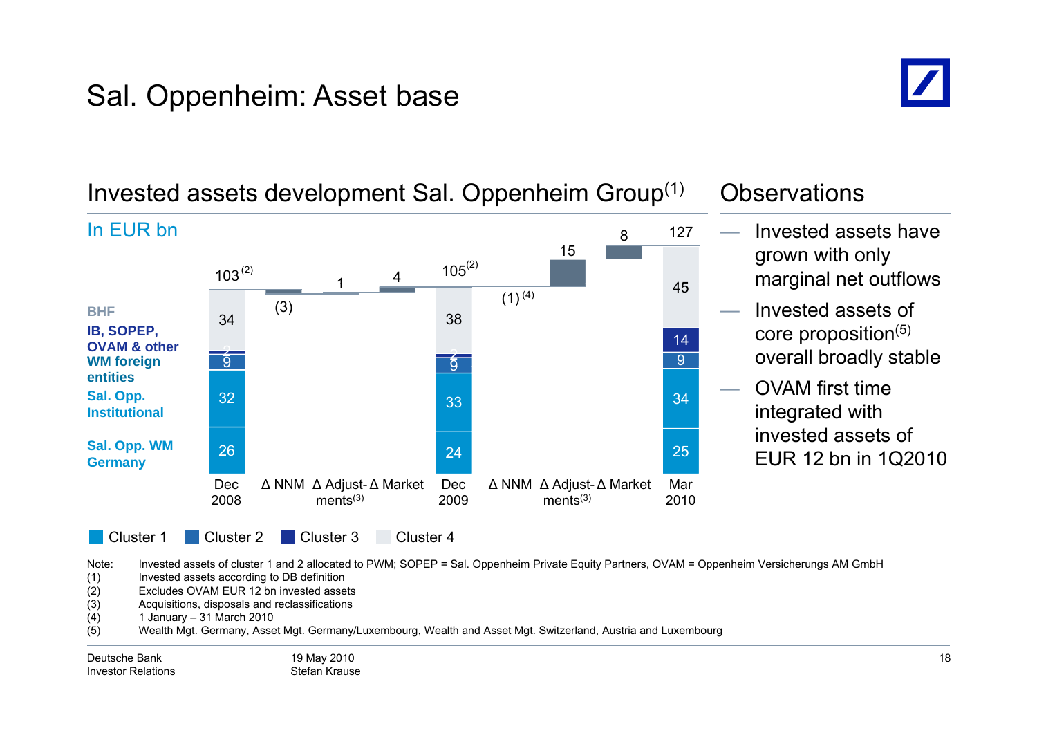# Sal. Oppenheim: Asset base

## Invested assets development Sal. Oppenheim Group(1)

In EUR bn

| | Dec 2008 | Δ NNM | Δ Adjust-ments(3) | Δ Market | Dec 2009 | Δ NNM | Δ Adjust-ments(3) | Δ Market | Mar 2010 |
|---|---|---|---|---|---|---|---|---|---|
| Total | 103(2) | (3) | 1 | 4 | 105(2) | (1)(4) | 15 | 8 | 127 |
| BHF | 34 | | | | 38 | | | | 45 |
| IB, SOPEP, OVAM & other | 2 | | | | 2 | | | | 14 |
| WM foreign entities | 9 | | | | 9 | | | | 9 |
| Sal. Opp. Institutional | 32 | | | | 33 | | | | 34 |
| Sal. Opp. WM Germany | 26 | | | | 24 | | | | 25 |

Cluster 1 | Cluster 2 | Cluster 3 | Cluster 4

## Observations

- Invested assets have grown with only marginal net outflows
- Invested assets of core proposition(5) overall broadly stable
- OVAM first time integrated with invested assets of EUR 12 bn in 1Q2010

Note: Invested assets of cluster 1 and 2 allocated to PWM; SOPEP = Sal. Oppenheim Private Equity Partners, OVAM = Oppenheim Versicherungs AM GmbH
(1) Invested assets according to DB definition
(2) Excludes OVAM EUR 12 bn invested assets
(3) Acquisitions, disposals and reclassifications
(4) 1 January – 31 March 2010
(5) Wealth Mgt. Germany, Asset Mgt. Germany/Luxembourg, Wealth and Asset Mgt. Switzerland, Austria and Luxembourg

Deutsche Bank Investor Relations | 19 May 2010 Stefan Krause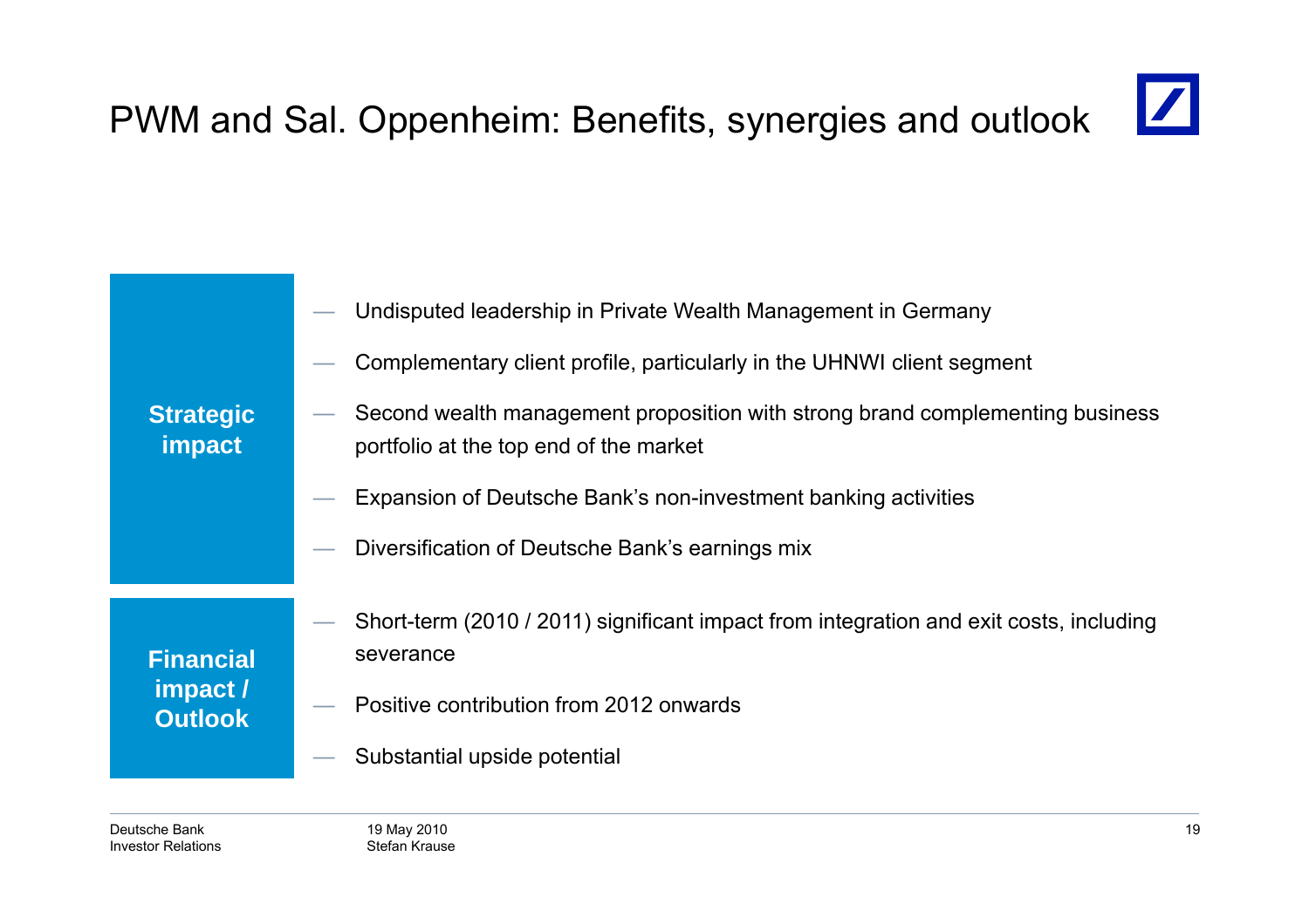# PWM and Sal. Oppenheim: Benefits, synergies and outlook

**Strategic impact**

- Undisputed leadership in Private Wealth Management in Germany
- Complementary client profile, particularly in the UHNWI client segment
- Second wealth management proposition with strong brand complementing business portfolio at the top end of the market
- Expansion of Deutsche Bank's non-investment banking activities
- Diversification of Deutsche Bank's earnings mix

**Financial impact / Outlook**

- Short-term (2010 / 2011) significant impact from integration and exit costs, including severance
- Positive contribution from 2012 onwards
- Substantial upside potential

Deutsche Bank
Investor Relations

19 May 2010
Stefan Krause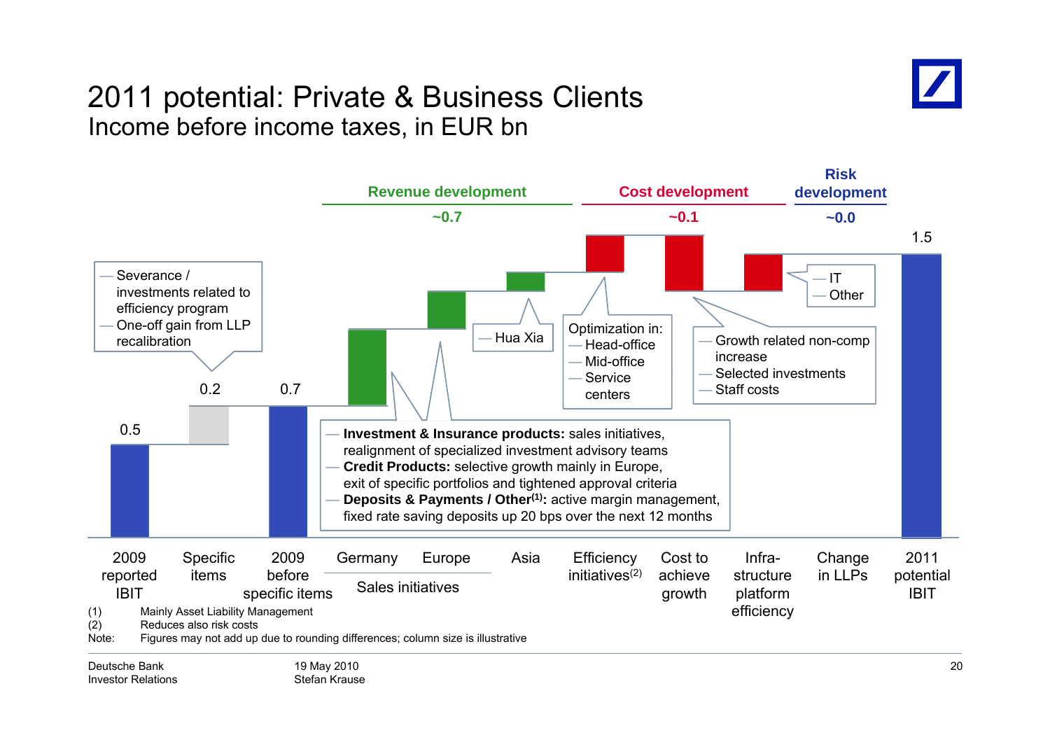# 2011 potential: Private & Business Clients

## Income before income taxes, in EUR bn

**Revenue development** ~0.7 | **Cost development** ~0.1 | **Risk development** ~0.0

| | 2009 reported IBIT | Specific items | 2009 before specific items | Germany (Sales initiatives) | Europe (Sales initiatives) | Asia | Efficiency initiatives[2] | Cost to achieve growth | Infra-structure platform efficiency | Change in LLPs | 2011 potential IBIT |
|---|---|---|---|---|---|---|---|---|---|---|---|
| Value | 0.5 | 0.2 | 0.7 | | | | | | | | 1.5 |

Specific items:
- Severance / investments related to efficiency program
- One-off gain from LLP recalibration

Sales initiatives (Germany, Europe):
- **Investment & Insurance products:** sales initiatives, realignment of specialized investment advisory teams
- **Credit Products:** selective growth mainly in Europe, exit of specific portfolios and tightened approval criteria
- **Deposits & Payments / Other[1]:** active margin management, fixed rate saving deposits up 20 bps over the next 12 months

Asia:
- Hua Xia

Efficiency initiatives – Optimization in:
- Head-office
- Mid-office
- Service centers

Cost to achieve growth:
- Growth related non-comp increase
- Selected investments
- Staff costs

Infrastructure platform efficiency:
- IT
- Other

(1) Mainly Asset Liability Management
(2) Reduces also risk costs
Note: Figures may not add up due to rounding differences; column size is illustrative

Deutsche Bank
Investor Relations

19 May 2010
Stefan Krause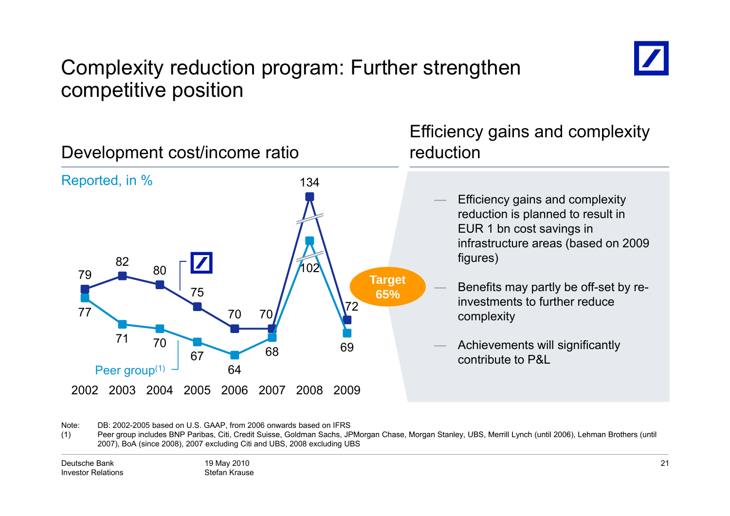# Complexity reduction program: Further strengthen competitive position

## Development cost/income ratio

Reported, in %

| | 2002 | 2003 | 2004 | 2005 | 2006 | 2007 | 2008 | 2009 |
|---|---|---|---|---|---|---|---|---|
| Deutsche Bank | 79 | 82 | 80 | 75 | 70 | 70 | 134 | 72 |
| Peer group[1] | 77 | 71 | 70 | 67 | 64 | 68 | 102 | 69 |

Target 65%

## Efficiency gains and complexity reduction

- Efficiency gains and complexity reduction is planned to result in EUR 1 bn cost savings in infrastructure areas (based on 2009 figures)
- Benefits may partly be off-set by re-investments to further reduce complexity
- Achievements will significantly contribute to P&L

Note: DB: 2002-2005 based on U.S. GAAP, from 2006 onwards based on IFRS

(1) Peer group includes BNP Paribas, Citi, Credit Suisse, Goldman Sachs, JPMorgan Chase, Morgan Stanley, UBS, Merrill Lynch (until 2006), Lehman Brothers (until 2007), BoA (since 2008), 2007 excluding Citi and UBS, 2008 excluding UBS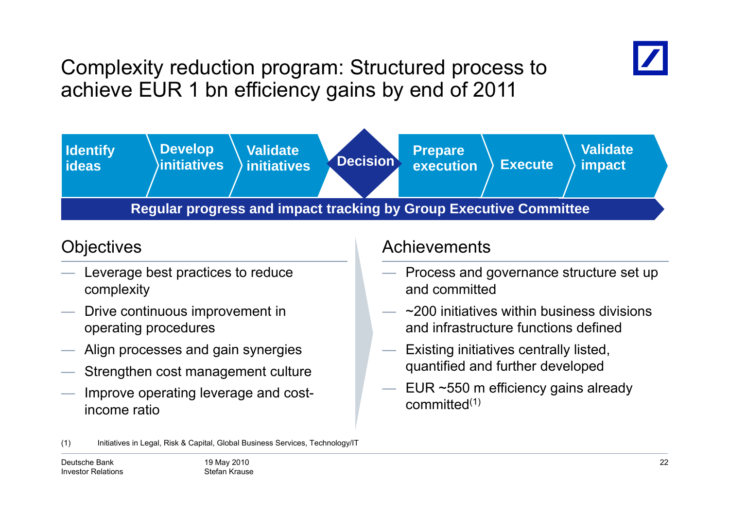# Complexity reduction program: Structured process to achieve EUR 1 bn efficiency gains by end of 2011

**Identify ideas** → **Develop initiatives** → **Validate initiatives** → **Decision** → **Prepare execution** → **Execute** → **Validate impact**

**Regular progress and impact tracking by Group Executive Committee**

## Objectives

- Leverage best practices to reduce complexity
- Drive continuous improvement in operating procedures
- Align processes and gain synergies
- Strengthen cost management culture
- Improve operating leverage and cost-income ratio

## Achievements

- Process and governance structure set up and committed
- ~200 initiatives within business divisions and infrastructure functions defined
- Existing initiatives centrally listed, quantified and further developed
- EUR ~550 m efficiency gains already committed(1)

(1) Initiatives in Legal, Risk & Capital, Global Business Services, Technology/IT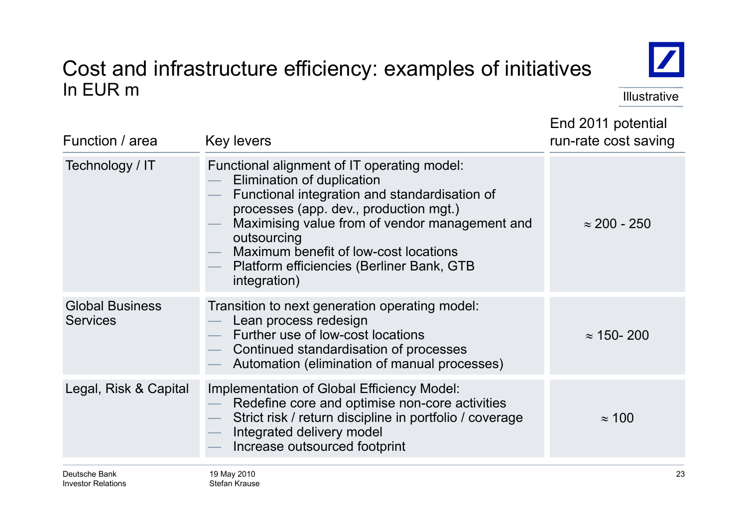# Cost and infrastructure efficiency: examples of initiatives

In EUR m

Illustrative

| Function / area | Key levers | End 2011 potential run-rate cost saving |
|---|---|---|
| Technology / IT | Functional alignment of IT operating model:<br>— Elimination of duplication<br>— Functional integration and standardisation of processes (app. dev., production mgt.)<br>— Maximising value from of vendor management and outsourcing<br>— Maximum benefit of low-cost locations<br>— Platform efficiencies (Berliner Bank, GTB integration) | ≈ 200 - 250 |
| Global Business Services | Transition to next generation operating model:<br>— Lean process redesign<br>— Further use of low-cost locations<br>— Continued standardisation of processes<br>— Automation (elimination of manual processes) | ≈ 150- 200 |
| Legal, Risk & Capital | Implementation of Global Efficiency Model:<br>— Redefine core and optimise non-core activities<br>— Strict risk / return discipline in portfolio / coverage<br>— Integrated delivery model<br>— Increase outsourced footprint | ≈ 100 |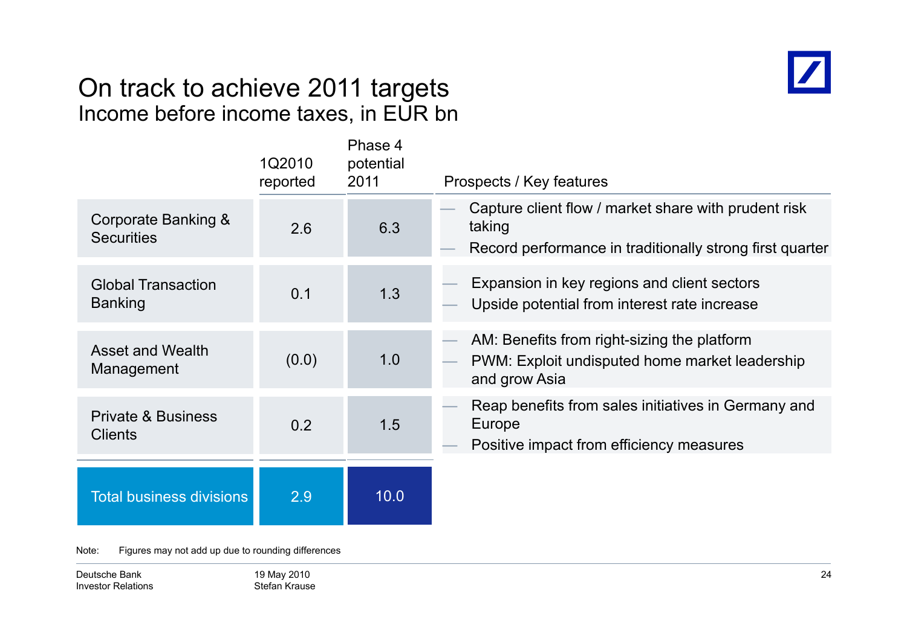# On track to achieve 2011 targets

## Income before income taxes, in EUR bn

| | 1Q2010 reported | Phase 4 potential 2011 | Prospects / Key features |
|---|---|---|---|
| Corporate Banking & Securities | 2.6 | 6.3 | — Capture client flow / market share with prudent risk taking<br>— Record performance in traditionally strong first quarter |
| Global Transaction Banking | 0.1 | 1.3 | — Expansion in key regions and client sectors<br>— Upside potential from interest rate increase |
| Asset and Wealth Management | (0.0) | 1.0 | — AM: Benefits from right-sizing the platform<br>— PWM: Exploit undisputed home market leadership and grow Asia |
| Private & Business Clients | 0.2 | 1.5 | — Reap benefits from sales initiatives in Germany and Europe<br>— Positive impact from efficiency measures |
| Total business divisions | 2.9 | 10.0 | |

Note: Figures may not add up due to rounding differences

Deutsche Bank Investor Relations

19 May 2010
Stefan Krause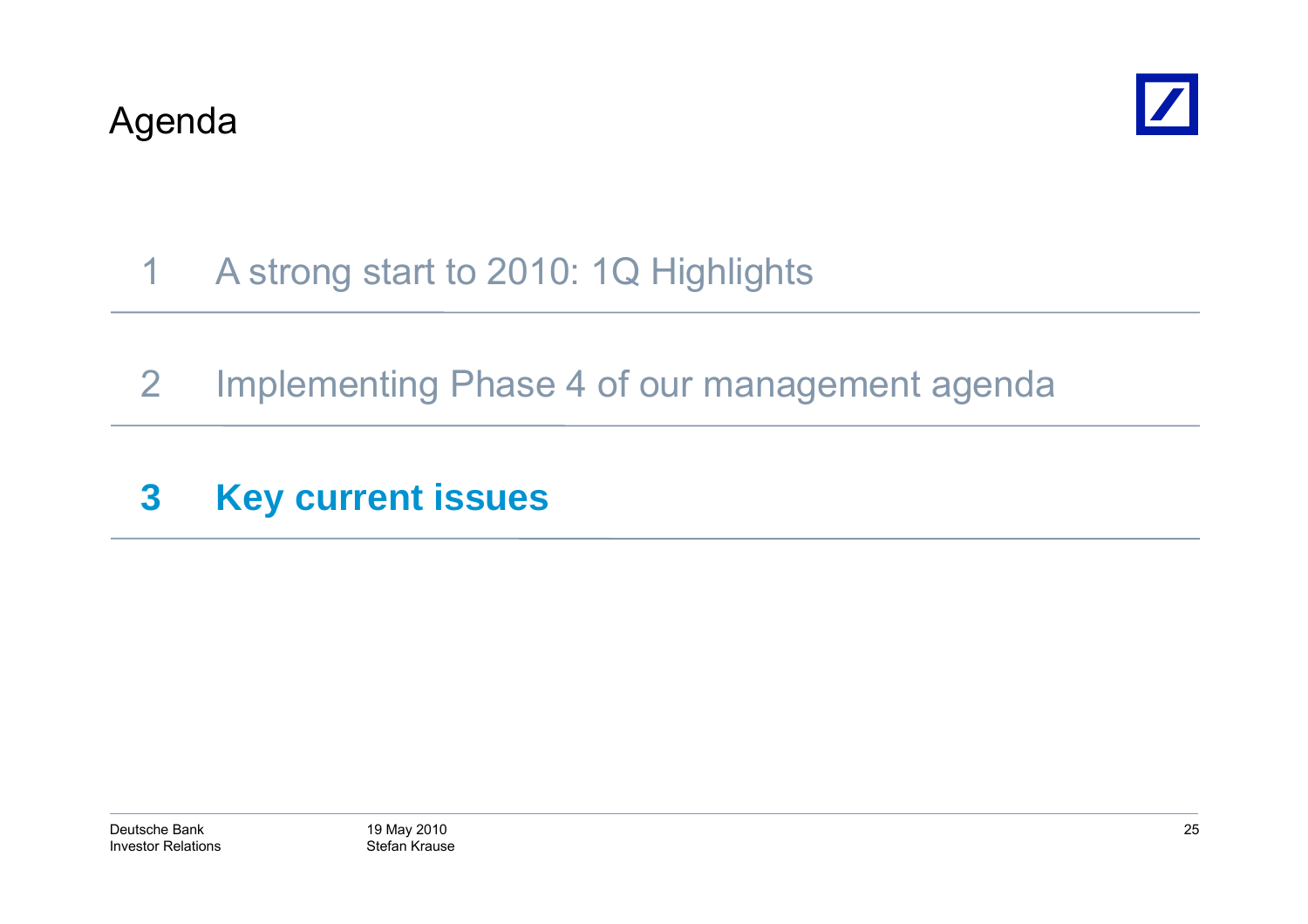# Agenda

1 A strong start to 2010: 1Q Highlights

2 Implementing Phase 4 of our management agenda

**3 Key current issues**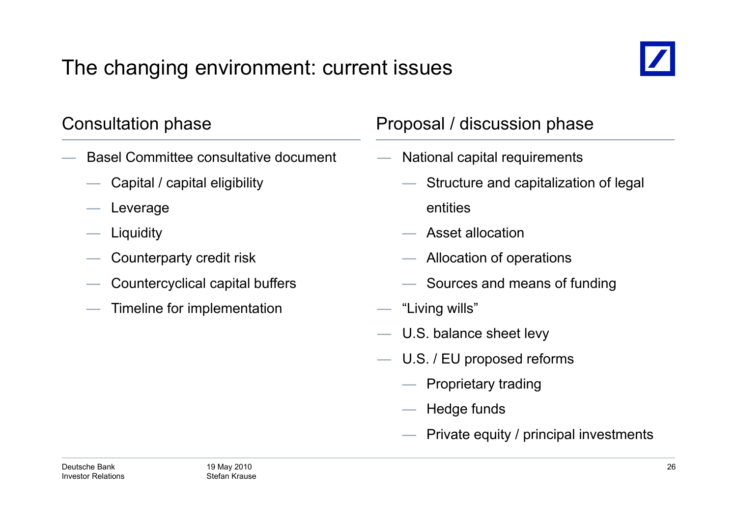# The changing environment: current issues

## Consultation phase

- Basel Committee consultative document
  - Capital / capital eligibility
  - Leverage
  - Liquidity
  - Counterparty credit risk
  - Countercyclical capital buffers
  - Timeline for implementation

## Proposal / discussion phase

- National capital requirements
  - Structure and capitalization of legal entities
  - Asset allocation
  - Allocation of operations
  - Sources and means of funding
- "Living wills"
- U.S. balance sheet levy
- U.S. / EU proposed reforms
  - Proprietary trading
  - Hedge funds
  - Private equity / principal investments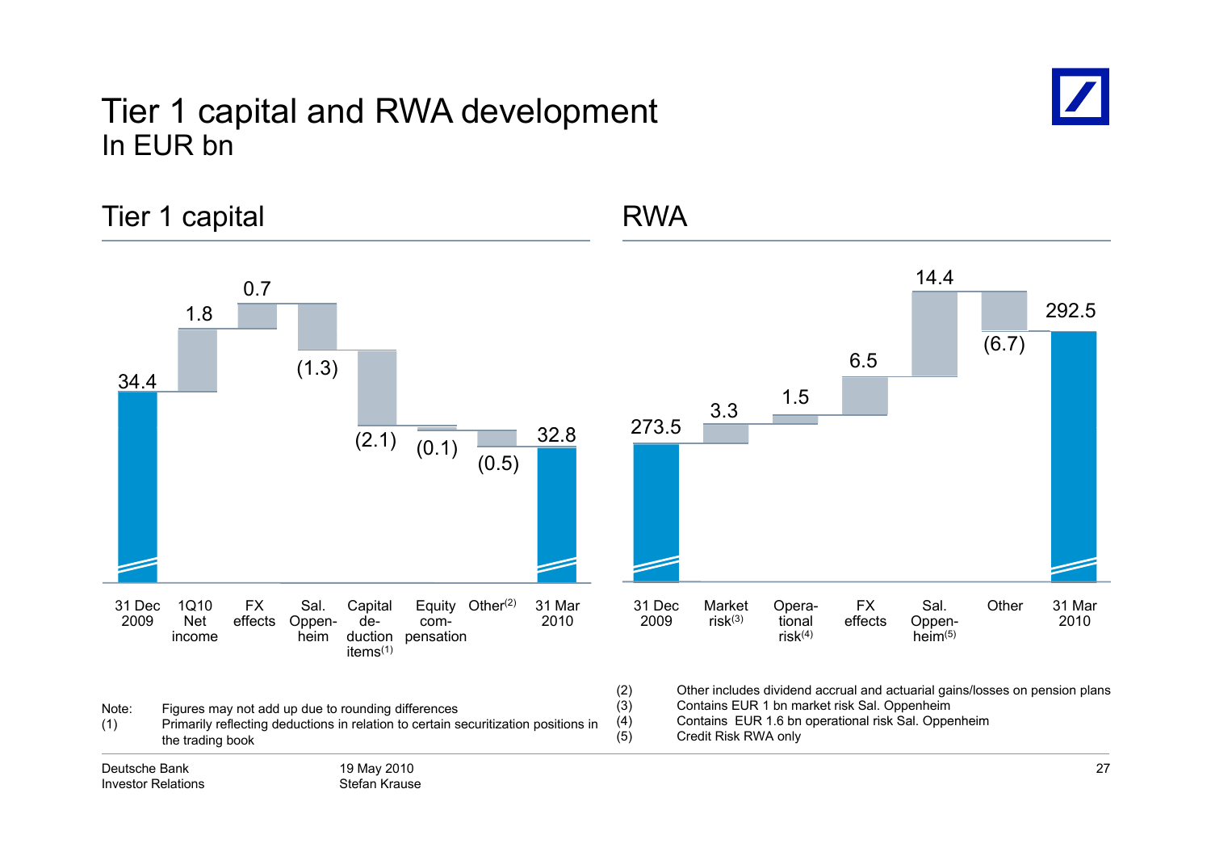# Tier 1 capital and RWA development

In EUR bn

## Tier 1 capital

| 31 Dec 2009 | 1Q10 Net income | FX effects | Sal. Oppenheim | Capital deduction items(1) | Equity compensation | Other(2) | 31 Mar 2010 |
|---|---|---|---|---|---|---|---|
| 34.4 | 1.8 | 0.7 | (1.3) | (2.1) | (0.1) | (0.5) | 32.8 |

## RWA

| 31 Dec 2009 | Market risk(3) | Operational risk(4) | FX effects | Sal. Oppenheim(5) | Other | 31 Mar 2010 |
|---|---|---|---|---|---|---|
| 273.5 | 3.3 | 1.5 | 6.5 | 14.4 | (6.7) | 292.5 |

Note: Figures may not add up due to rounding differences

(1) Primarily reflecting deductions in relation to certain securitization positions in the trading book

(2) Other includes dividend accrual and actuarial gains/losses on pension plans

(3) Contains EUR 1 bn market risk Sal. Oppenheim

(4) Contains EUR 1.6 bn operational risk Sal. Oppenheim

(5) Credit Risk RWA only

Deutsche Bank
Investor Relations

19 May 2010
Stefan Krause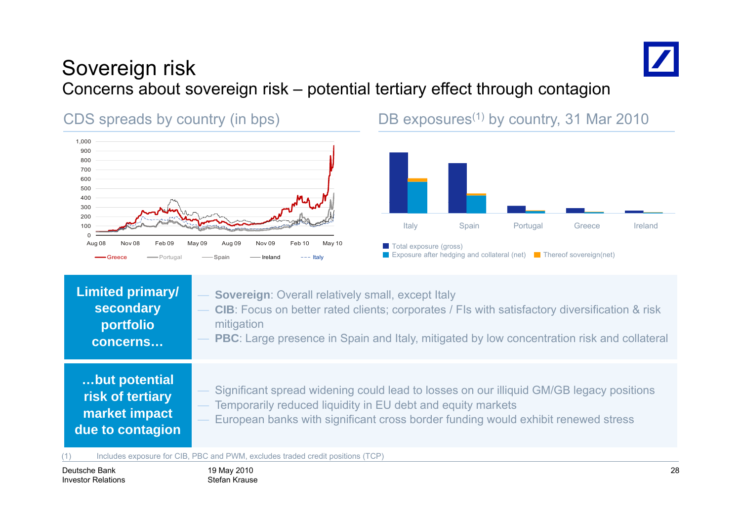# Sovereign risk

## Concerns about sovereign risk – potential tertiary effect through contagion

### CDS spreads by country (in bps)

1,000
900
800
700
600
500
400
300
200
100
0

Aug 08 | Nov 08 | Feb 09 | May 09 | Aug 09 | Nov 09 | Feb 10 | May 10

Greece | Portugal | Spain | Ireland | Italy

### DB exposures[(1)] by country, 31 Mar 2010

Italy | Spain | Portugal | Greece | Ireland

Total exposure (gross)
Exposure after hedging and collateral (net)
Thereof sovereign(net)

**Limited primary/ secondary portfolio concerns…**

- **Sovereign**: Overall relatively small, except Italy
- **CIB**: Focus on better rated clients; corporates / FIs with satisfactory diversification & risk mitigation
- **PBC**: Large presence in Spain and Italy, mitigated by low concentration risk and collateral

**…but potential risk of tertiary market impact due to contagion**

- Significant spread widening could lead to losses on our illiquid GM/GB legacy positions
- Temporarily reduced liquidity in EU debt and equity markets
- European banks with significant cross border funding would exhibit renewed stress

(1) Includes exposure for CIB, PBC and PWM, excludes traded credit positions (TCP)

Deutsche Bank
Investor Relations

19 May 2010
Stefan Krause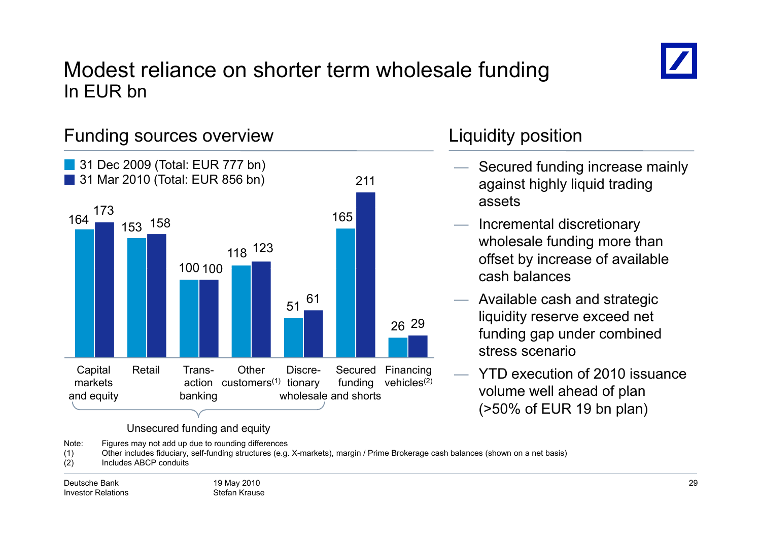# Modest reliance on shorter term wholesale funding

In EUR bn

## Funding sources overview

| | Capital markets and equity | Retail | Transaction banking | Other customers[1] | Discretionary wholesale | Secured funding and shorts | Financing vehicles[2] |
|---|---|---|---|---|---|---|---|
| 31 Dec 2009 (Total: EUR 777 bn) | 164 | 153 | 100 | 118 | 51 | 165 | 26 |
| 31 Mar 2010 (Total: EUR 856 bn) | 173 | 158 | 100 | 123 | 61 | 211 | 29 |

Unsecured funding and equity: Capital markets and equity, Retail, Transaction banking, Other customers[1], Discretionary wholesale

## Liquidity position

- Secured funding increase mainly against highly liquid trading assets
- Incremental discretionary wholesale funding more than offset by increase of available cash balances
- Available cash and strategic liquidity reserve exceed net funding gap under combined stress scenario
- YTD execution of 2010 issuance volume well ahead of plan (>50% of EUR 19 bn plan)

Note: Figures may not add up due to rounding differences
(1) Other includes fiduciary, self-funding structures (e.g. X-markets), margin / Prime Brokerage cash balances (shown on a net basis)
(2) Includes ABCP conduits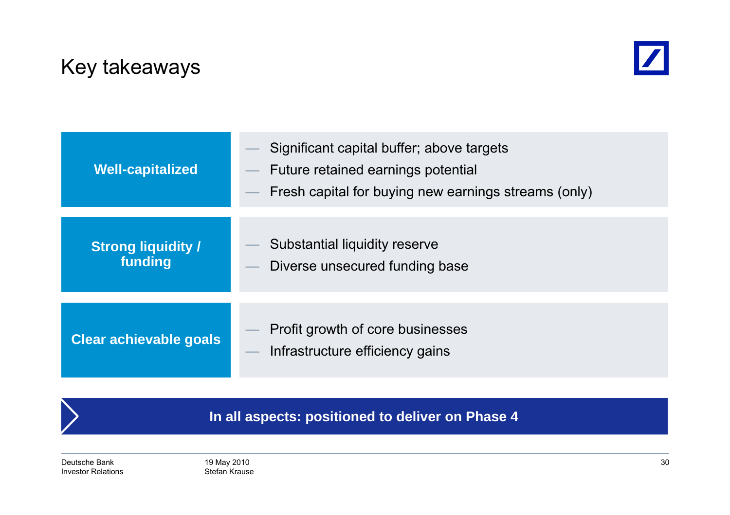# Key takeaways

| | |
|---|---|
| **Well-capitalized** | — Significant capital buffer; above targets<br>— Future retained earnings potential<br>— Fresh capital for buying new earnings streams (only) |
| **Strong liquidity / funding** | — Substantial liquidity reserve<br>— Diverse unsecured funding base |
| **Clear achievable goals** | — Profit growth of core businesses<br>— Infrastructure efficiency gains |

**In all aspects: positioned to deliver on Phase 4**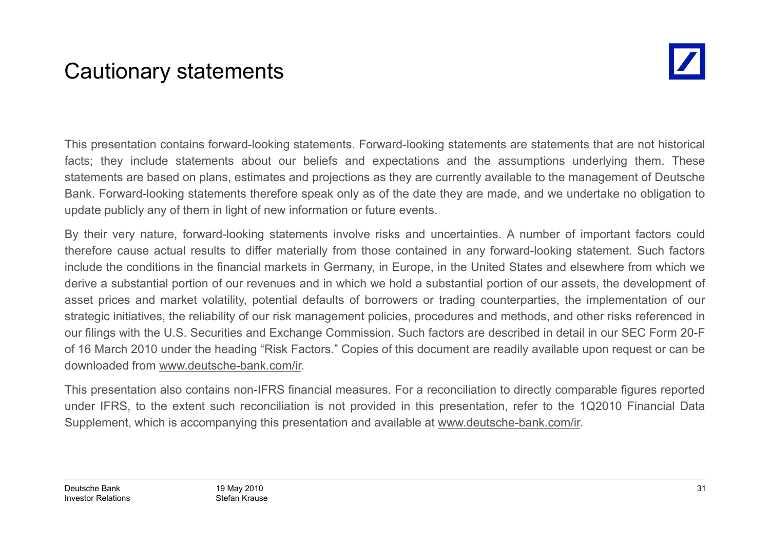# Cautionary statements

This presentation contains forward-looking statements. Forward-looking statements are statements that are not historical facts; they include statements about our beliefs and expectations and the assumptions underlying them. These statements are based on plans, estimates and projections as they are currently available to the management of Deutsche Bank. Forward-looking statements therefore speak only as of the date they are made, and we undertake no obligation to update publicly any of them in light of new information or future events.

By their very nature, forward-looking statements involve risks and uncertainties. A number of important factors could therefore cause actual results to differ materially from those contained in any forward-looking statement. Such factors include the conditions in the financial markets in Germany, in Europe, in the United States and elsewhere from which we derive a substantial portion of our revenues and in which we hold a substantial portion of our assets, the development of asset prices and market volatility, potential defaults of borrowers or trading counterparties, the implementation of our strategic initiatives, the reliability of our risk management policies, procedures and methods, and other risks referenced in our filings with the U.S. Securities and Exchange Commission. Such factors are described in detail in our SEC Form 20-F of 16 March 2010 under the heading "Risk Factors." Copies of this document are readily available upon request or can be downloaded from www.deutsche-bank.com/ir.

This presentation also contains non-IFRS financial measures. For a reconciliation to directly comparable figures reported under IFRS, to the extent such reconciliation is not provided in this presentation, refer to the 1Q2010 Financial Data Supplement, which is accompanying this presentation and available at www.deutsche-bank.com/ir.